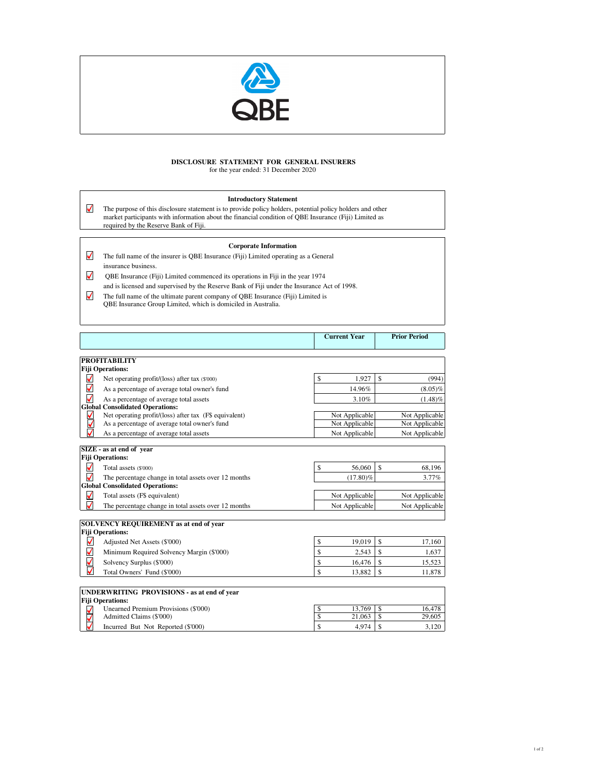QBE

**DISCLOSURE STATEMENT FOR GENERAL INSURERS**
for the year ended: 31 December 2020

### Introductory Statement

- The purpose of this disclosure statement is to provide policy holders, potential policy holders and other market participants with information about the financial condition of QBE Insurance (Fiji) Limited as required by the Reserve Bank of Fiji.

### Corporate Information

- The full name of the insurer is QBE Insurance (Fiji) Limited operating as a General insurance business.
- QBE Insurance (Fiji) Limited commenced its operations in Fiji in the year 1974 and is licensed and supervised by the Reserve Bank of Fiji under the Insurance Act of 1998.
- The full name of the ultimate parent company of QBE Insurance (Fiji) Limited is QBE Insurance Group Limited, which is domiciled in Australia.

| | Current Year | Prior Period |
|---|---|---|
| **PROFITABILITY** | | |
| **Fiji Operations:** | | |
| Net operating profit/(loss) after tax ($'000) | $ 1,927 | $ (994) |
| As a percentage of average total owner's fund | 14.96% | (8.05)% |
| As a percentage of average total assets | 3.10% | (1.48)% |
| **Global Consolidated Operations:** | | |
| Net operating profit/(loss) after tax (F$ equivalent) | Not Applicable | Not Applicable |
| As a percentage of average total owner's fund | Not Applicable | Not Applicable |
| As a percentage of average total assets | Not Applicable | Not Applicable |
| **SIZE - as at end of year** | | |
| **Fiji Operations:** | | |
| Total assets ($'000) | $ 56,060 | $ 68,196 |
| The percentage change in total assets over 12 months | (17.80)% | 3.77% |
| **Global Consolidated Operations:** | | |
| Total assets (F$ equivalent) | Not Applicable | Not Applicable |
| The percentage change in total assets over 12 months | Not Applicable | Not Applicable |
| **SOLVENCY REQUIREMENT as at end of year** | | |
| **Fiji Operations:** | | |
| Adjusted Net Assets ($'000) | $ 19,019 | $ 17,160 |
| Minimum Required Solvency Margin ($'000) | $ 2,543 | $ 1,637 |
| Solvency Surplus ($'000) | $ 16,476 | $ 15,523 |
| Total Owners' Fund ($'000) | $ 13,882 | $ 11,878 |
| **UNDERWRITING PROVISIONS - as at end of year** | | |
| **Fiji Operations:** | | |
| Unearned Premium Provisions ($'000) | $ 13,769 | $ 16,478 |
| Admitted Claims ($'000) | $ 21,063 | $ 29,605 |
| Incurred But Not Reported ($'000) | $ 4,974 | $ 3,120 |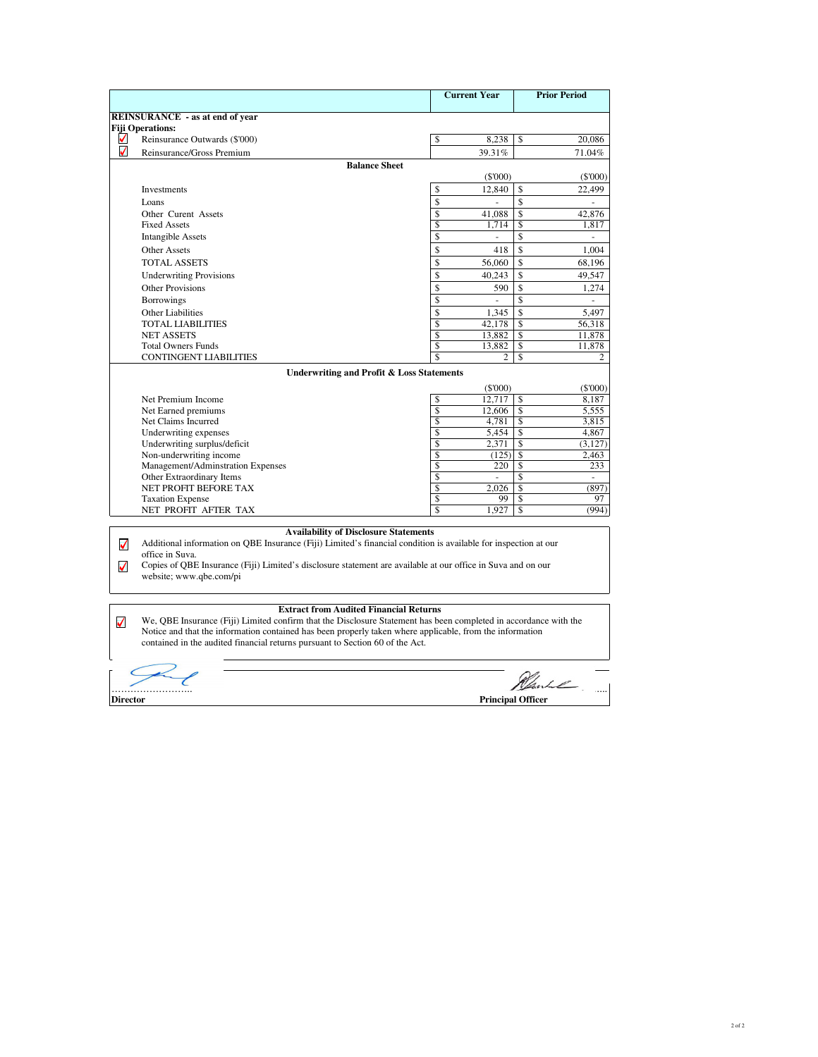| | Current Year | Prior Period |
|---|---|---|
| **REINSURANCE - as at end of year** | | |
| **Fiji Operations:** | | |
| ✓ Reinsurance Outwards ($'000) | $ 8,238 | $ 20,086 |
| ✓ Reinsurance/Gross Premium | 39.31% | 71.04% |
| **Balance Sheet** | | |
| | ($'000) | ($'000) |
| Investments | $ 12,840 | $ 22,499 |
| Loans | $ - | $ - |
| Other Curent Assets | $ 41,088 | $ 42,876 |
| Fixed Assets | $ 1,714 | $ 1,817 |
| Intangible Assets | $ - | $ - |
| Other Assets | $ 418 | $ 1,004 |
| TOTAL ASSETS | $ 56,060 | $ 68,196 |
| Underwriting Provisions | $ 40,243 | $ 49,547 |
| Other Provisions | $ 590 | $ 1,274 |
| Borrowings | $ - | $ - |
| Other Liabilities | $ 1,345 | $ 5,497 |
| TOTAL LIABILITIES | $ 42,178 | $ 56,318 |
| NET ASSETS | $ 13,882 | $ 11,878 |
| Total Owners Funds | $ 13,882 | $ 11,878 |
| CONTINGENT LIABILITIES | $ 2 | $ 2 |
| **Underwriting and Profit & Loss Statements** | | |
| | ($'000) | ($'000) |
| Net Premium Income | $ 12,717 | $ 8,187 |
| Net Earned premiums | $ 12,606 | $ 5,555 |
| Net Claims Incurred | $ 4,781 | $ 3,815 |
| Underwriting expenses | $ 5,454 | $ 4,867 |
| Underwriting surplus/deficit | $ 2,371 | $ (3,127) |
| Non-underwriting income | $ (125) | $ 2,463 |
| Management/Adminstration Expenses | $ 220 | $ 233 |
| Other Extraordinary Items | $ - | $ - |
| NET PROFIT BEFORE TAX | $ 2,026 | $ (897) |
| Taxation Expense | $ 99 | $ 97 |
| NET PROFIT AFTER TAX | $ 1,927 | $ (994) |

**Availability of Disclosure Statements**

✓ Additional information on QBE Insurance (Fiji) Limited's financial condition is available for inspection at our office in Suva.

✓ Copies of QBE Insurance (Fiji) Limited's disclosure statement are available at our office in Suva and on our website; www.qbe.com/pi

**Extract from Audited Financial Returns**

✓ We, QBE Insurance (Fiji) Limited confirm that the Disclosure Statement has been completed in accordance with the Notice and that the information contained has been properly taken where applicable, from the information contained in the audited financial returns pursuant to Section 60 of the Act.

……………………..
**Director**

**Principal Officer**